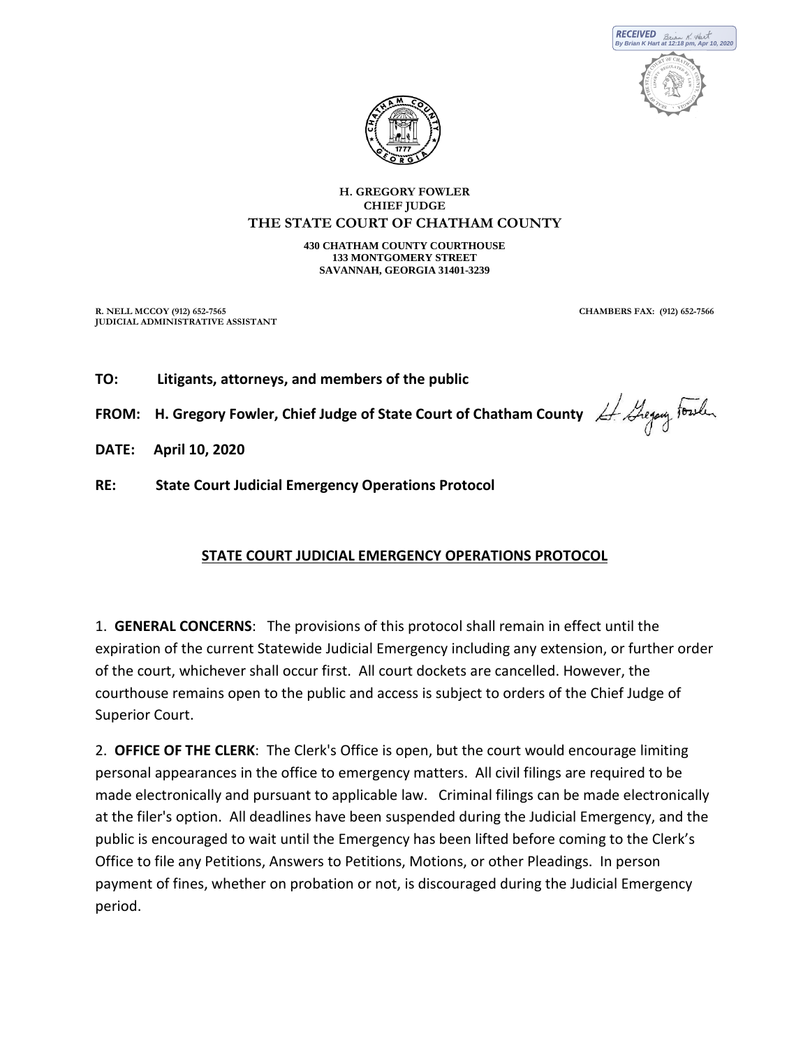RECEIVED By Brian K Hart at 12:18 pm, Apr 10, 2020

**H. GREGORY FOWLER**
**CHIEF JUDGE**
**THE STATE COURT OF CHATHAM COUNTY**

**430 CHATHAM COUNTY COURTHOUSE**
**133 MONTGOMERY STREET**
**SAVANNAH, GEORGIA 31401-3239**

**R. NELL MCCOY (912) 652-7565**
**JUDICIAL ADMINISTRATIVE ASSISTANT**

**CHAMBERS FAX: (912) 652-7566**

**TO:** **Litigants, attorneys, and members of the public**

**FROM:** **H. Gregory Fowler, Chief Judge of State Court of Chatham County**

**DATE:** **April 10, 2020**

**RE:** **State Court Judicial Emergency Operations Protocol**

## STATE COURT JUDICIAL EMERGENCY OPERATIONS PROTOCOL

1. **GENERAL CONCERNS**: The provisions of this protocol shall remain in effect until the expiration of the current Statewide Judicial Emergency including any extension, or further order of the court, whichever shall occur first. All court dockets are cancelled. However, the courthouse remains open to the public and access is subject to orders of the Chief Judge of Superior Court.

2. **OFFICE OF THE CLERK**: The Clerk's Office is open, but the court would encourage limiting personal appearances in the office to emergency matters. All civil filings are required to be made electronically and pursuant to applicable law. Criminal filings can be made electronically at the filer's option. All deadlines have been suspended during the Judicial Emergency, and the public is encouraged to wait until the Emergency has been lifted before coming to the Clerk's Office to file any Petitions, Answers to Petitions, Motions, or other Pleadings. In person payment of fines, whether on probation or not, is discouraged during the Judicial Emergency period.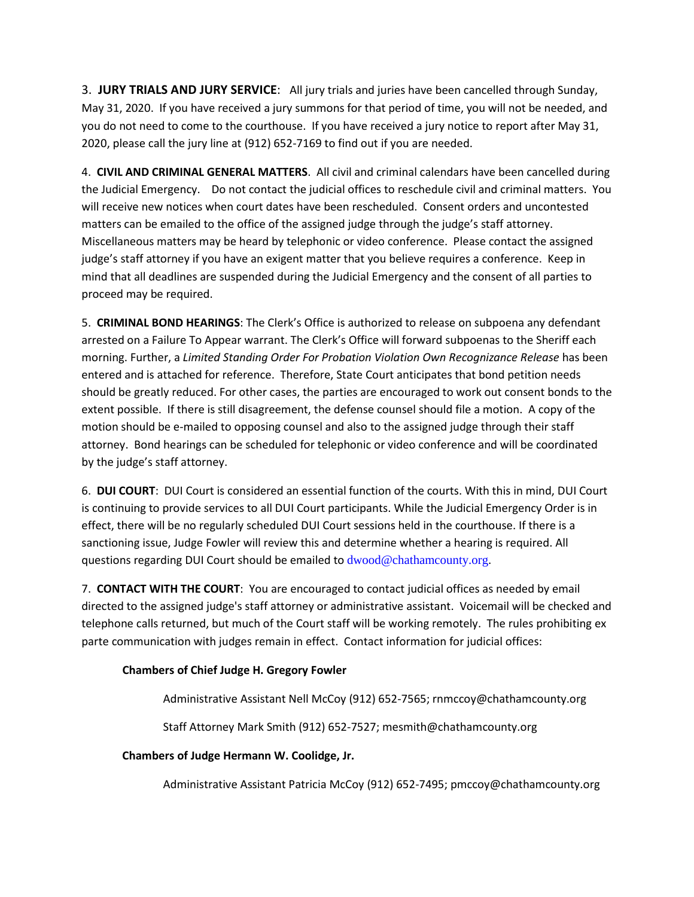3. **JURY TRIALS AND JURY SERVICE**: All jury trials and juries have been cancelled through Sunday, May 31, 2020. If you have received a jury summons for that period of time, you will not be needed, and you do not need to come to the courthouse. If you have received a jury notice to report after May 31, 2020, please call the jury line at (912) 652-7169 to find out if you are needed.

4. **CIVIL AND CRIMINAL GENERAL MATTERS**. All civil and criminal calendars have been cancelled during the Judicial Emergency. Do not contact the judicial offices to reschedule civil and criminal matters. You will receive new notices when court dates have been rescheduled. Consent orders and uncontested matters can be emailed to the office of the assigned judge through the judge's staff attorney. Miscellaneous matters may be heard by telephonic or video conference. Please contact the assigned judge's staff attorney if you have an exigent matter that you believe requires a conference. Keep in mind that all deadlines are suspended during the Judicial Emergency and the consent of all parties to proceed may be required.

5. **CRIMINAL BOND HEARINGS**: The Clerk's Office is authorized to release on subpoena any defendant arrested on a Failure To Appear warrant. The Clerk's Office will forward subpoenas to the Sheriff each morning. Further, a *Limited Standing Order For Probation Violation Own Recognizance Release* has been entered and is attached for reference. Therefore, State Court anticipates that bond petition needs should be greatly reduced. For other cases, the parties are encouraged to work out consent bonds to the extent possible. If there is still disagreement, the defense counsel should file a motion. A copy of the motion should be e-mailed to opposing counsel and also to the assigned judge through their staff attorney. Bond hearings can be scheduled for telephonic or video conference and will be coordinated by the judge's staff attorney.

6. **DUI COURT**: DUI Court is considered an essential function of the courts. With this in mind, DUI Court is continuing to provide services to all DUI Court participants. While the Judicial Emergency Order is in effect, there will be no regularly scheduled DUI Court sessions held in the courthouse. If there is a sanctioning issue, Judge Fowler will review this and determine whether a hearing is required. All questions regarding DUI Court should be emailed to dwood@chathamcounty.org.

7. **CONTACT WITH THE COURT**: You are encouraged to contact judicial offices as needed by email directed to the assigned judge's staff attorney or administrative assistant. Voicemail will be checked and telephone calls returned, but much of the Court staff will be working remotely. The rules prohibiting ex parte communication with judges remain in effect. Contact information for judicial offices:

**Chambers of Chief Judge H. Gregory Fowler**

Administrative Assistant Nell McCoy (912) 652-7565; rnmccoy@chathamcounty.org

Staff Attorney Mark Smith (912) 652-7527; mesmith@chathamcounty.org

**Chambers of Judge Hermann W. Coolidge, Jr.**

Administrative Assistant Patricia McCoy (912) 652-7495; pmccoy@chathamcounty.org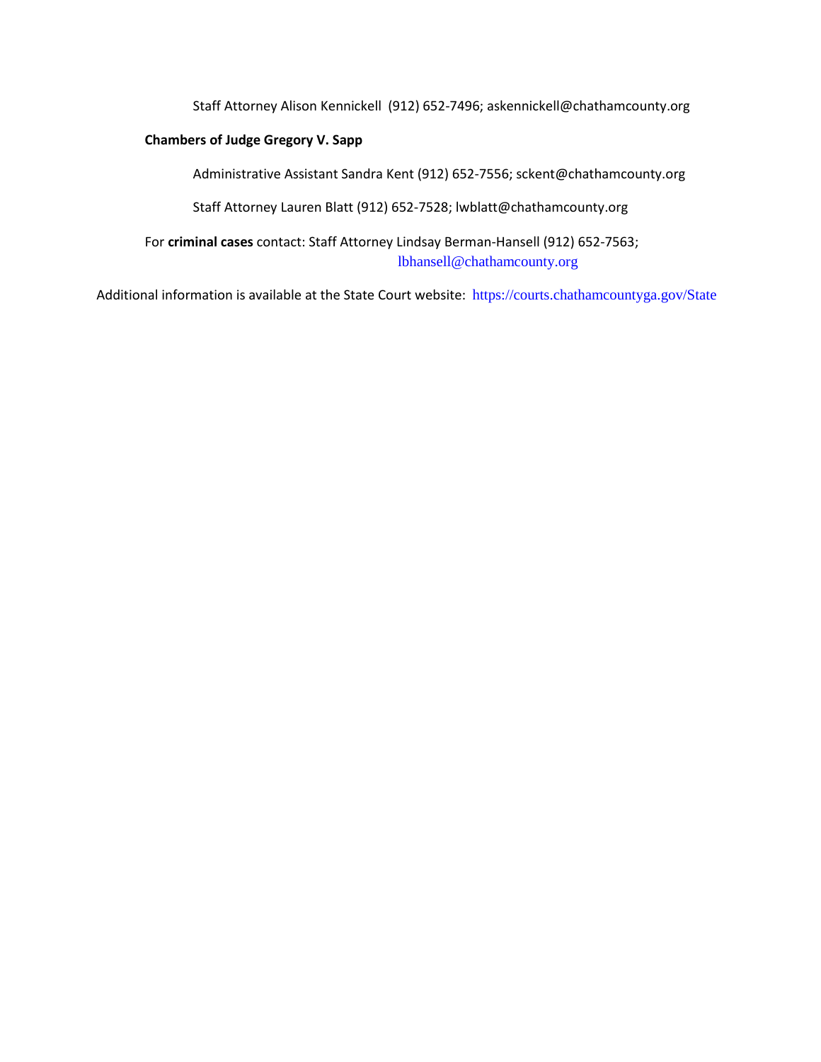Staff Attorney Alison Kennickell (912) 652-7496; askennickell@chathamcounty.org

**Chambers of Judge Gregory V. Sapp**

Administrative Assistant Sandra Kent (912) 652-7556; sckent@chathamcounty.org

Staff Attorney Lauren Blatt (912) 652-7528; lwblatt@chathamcounty.org

For **criminal cases** contact: Staff Attorney Lindsay Berman-Hansell (912) 652-7563; lbhansell@chathamcounty.org

Additional information is available at the State Court website: https://courts.chathamcountyga.gov/State